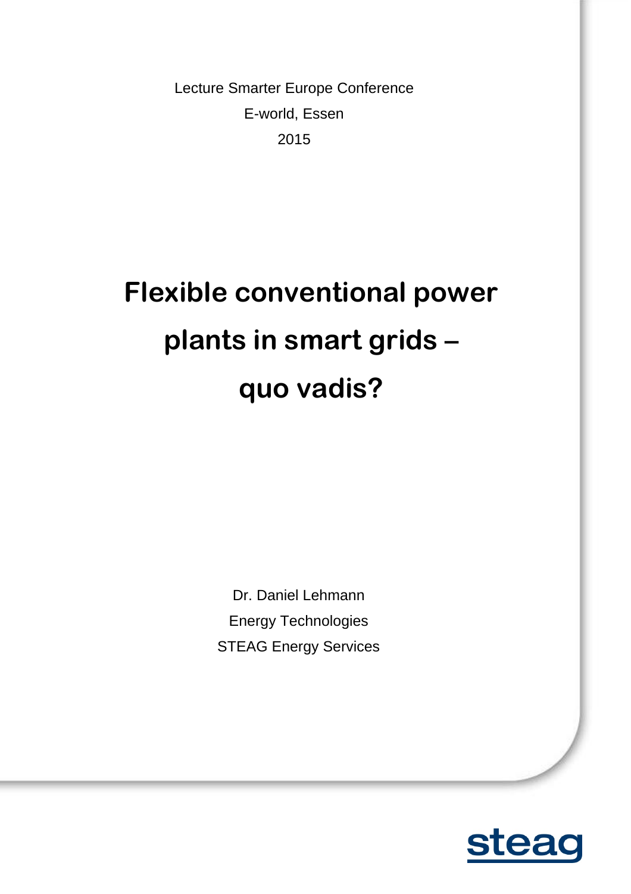Lecture Smarter Europe Conference

E-world, Essen

2015

# Flexible conventional power plants in smart grids – quo vadis?

Dr. Daniel Lehmann

Energy Technologies

STEAG Energy Services

steag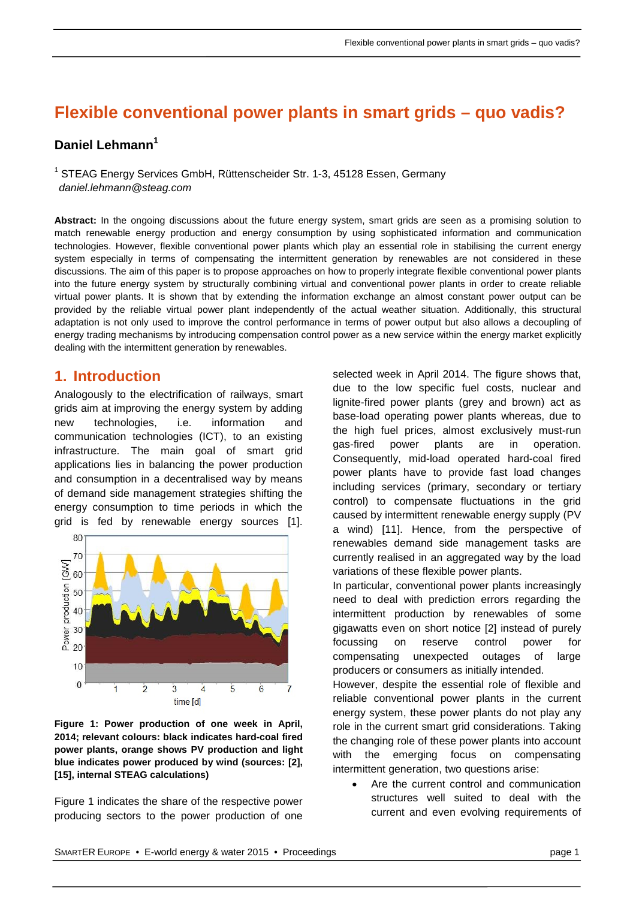# Flexible conventional power plants in smart grids – quo vadis?

## Daniel Lehmann[1]

[1] STEAG Energy Services GmbH, Rüttenscheider Str. 1-3, 45128 Essen, Germany
*daniel.lehmann@steag.com*

**Abstract:** In the ongoing discussions about the future energy system, smart grids are seen as a promising solution to match renewable energy production and energy consumption by using sophisticated information and communication technologies. However, flexible conventional power plants which play an essential role in stabilising the current energy system especially in terms of compensating the intermittent generation by renewables are not considered in these discussions. The aim of this paper is to propose approaches on how to properly integrate flexible conventional power plants into the future energy system by structurally combining virtual and conventional power plants in order to create reliable virtual power plants. It is shown that by extending the information exchange an almost constant power output can be provided by the reliable virtual power plant independently of the actual weather situation. Additionally, this structural adaptation is not only used to improve the control performance in terms of power output but also allows a decoupling of energy trading mechanisms by introducing compensation control power as a new service within the energy market explicitly dealing with the intermittent generation by renewables.

## 1. Introduction

Analogously to the electrification of railways, smart grids aim at improving the energy system by adding new technologies, i.e. information and communication technologies (ICT), to an existing infrastructure. The main goal of smart grid applications lies in balancing the power production and consumption in a decentralised way by means of demand side management strategies shifting the energy consumption to time periods in which the grid is fed by renewable energy sources [1].

**Figure 1: Power production of one week in April, 2014; relevant colours: black indicates hard-coal fired power plants, orange shows PV production and light blue indicates power produced by wind (sources: [2], [15], internal STEAG calculations)**

Figure 1 indicates the share of the respective power producing sectors to the power production of one selected week in April 2014. The figure shows that, due to the low specific fuel costs, nuclear and lignite-fired power plants (grey and brown) act as base-load operating power plants whereas, due to the high fuel prices, almost exclusively must-run gas-fired power plants are in operation. Consequently, mid-load operated hard-coal fired power plants have to provide fast load changes including services (primary, secondary or tertiary control) to compensate fluctuations in the grid caused by intermittent renewable energy supply (PV a wind) [11]. Hence, from the perspective of renewables demand side management tasks are currently realised in an aggregated way by the load variations of these flexible power plants.

In particular, conventional power plants increasingly need to deal with prediction errors regarding the intermittent production by renewables of some gigawatts even on short notice [2] instead of purely focussing on reserve control power for compensating unexpected outages of large producers or consumers as initially intended.

However, despite the essential role of flexible and reliable conventional power plants in the current energy system, these power plants do not play any role in the current smart grid considerations. Taking the changing role of these power plants into account with the emerging focus on compensating intermittent generation, two questions arise:

- Are the current control and communication structures well suited to deal with the current and even evolving requirements of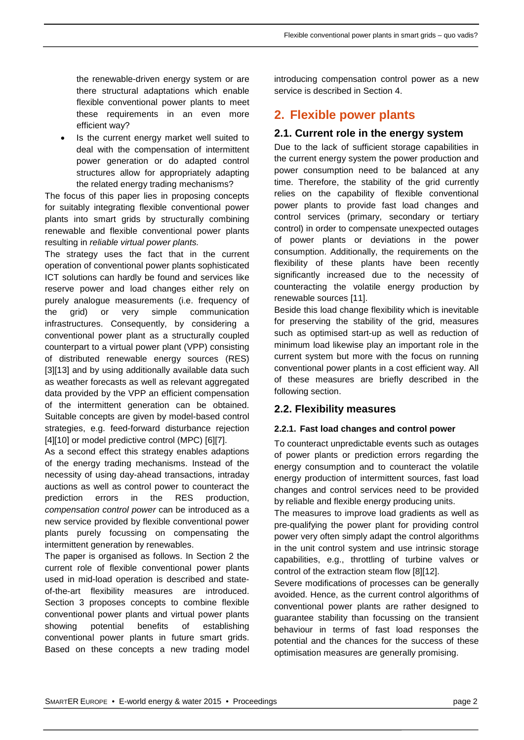the renewable-driven energy system or are there structural adaptations which enable flexible conventional power plants to meet these requirements in an even more efficient way?

- Is the current energy market well suited to deal with the compensation of intermittent power generation or do adapted control structures allow for appropriately adapting the related energy trading mechanisms?

The focus of this paper lies in proposing concepts for suitably integrating flexible conventional power plants into smart grids by structurally combining renewable and flexible conventional power plants resulting in *reliable virtual power plants.*

The strategy uses the fact that in the current operation of conventional power plants sophisticated ICT solutions can hardly be found and services like reserve power and load changes either rely on purely analogue measurements (i.e. frequency of the grid) or very simple communication infrastructures. Consequently, by considering a conventional power plant as a structurally coupled counterpart to a virtual power plant (VPP) consisting of distributed renewable energy sources (RES) [3][13] and by using additionally available data such as weather forecasts as well as relevant aggregated data provided by the VPP an efficient compensation of the intermittent generation can be obtained. Suitable concepts are given by model-based control strategies, e.g. feed-forward disturbance rejection [4][10] or model predictive control (MPC) [6][7].

As a second effect this strategy enables adaptions of the energy trading mechanisms. Instead of the necessity of using day-ahead transactions, intraday auctions as well as control power to counteract the prediction errors in the RES production, *compensation control power* can be introduced as a new service provided by flexible conventional power plants purely focussing on compensating the intermittent generation by renewables.

The paper is organised as follows. In Section 2 the current role of flexible conventional power plants used in mid-load operation is described and state-of-the-art flexibility measures are introduced. Section 3 proposes concepts to combine flexible conventional power plants and virtual power plants showing potential benefits of establishing conventional power plants in future smart grids. Based on these concepts a new trading model introducing compensation control power as a new service is described in Section 4.

# 2. Flexible power plants

## 2.1. Current role in the energy system

Due to the lack of sufficient storage capabilities in the current energy system the power production and power consumption need to be balanced at any time. Therefore, the stability of the grid currently relies on the capability of flexible conventional power plants to provide fast load changes and control services (primary, secondary or tertiary control) in order to compensate unexpected outages of power plants or deviations in the power consumption. Additionally, the requirements on the flexibility of these plants have been recently significantly increased due to the necessity of counteracting the volatile energy production by renewable sources [11].

Beside this load change flexibility which is inevitable for preserving the stability of the grid, measures such as optimised start-up as well as reduction of minimum load likewise play an important role in the current system but more with the focus on running conventional power plants in a cost efficient way. All of these measures are briefly described in the following section.

## 2.2. Flexibility measures

### 2.2.1. Fast load changes and control power

To counteract unpredictable events such as outages of power plants or prediction errors regarding the energy consumption and to counteract the volatile energy production of intermittent sources, fast load changes and control services need to be provided by reliable and flexible energy producing units.

The measures to improve load gradients as well as pre-qualifying the power plant for providing control power very often simply adapt the control algorithms in the unit control system and use intrinsic storage capabilities, e.g., throttling of turbine valves or control of the extraction steam flow [8][12].

Severe modifications of processes can be generally avoided. Hence, as the current control algorithms of conventional power plants are rather designed to guarantee stability than focussing on the transient behaviour in terms of fast load responses the potential and the chances for the success of these optimisation measures are generally promising.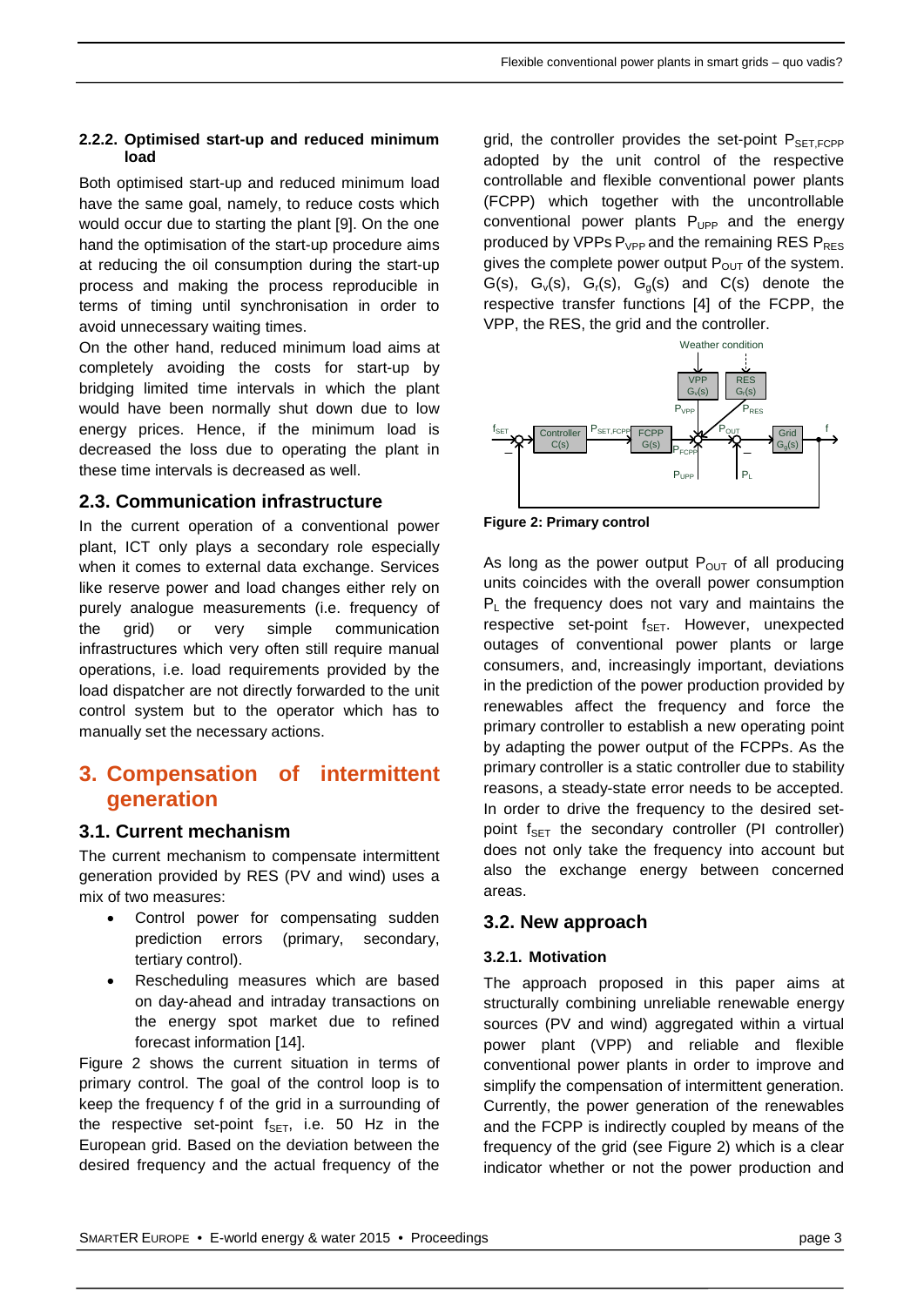#### 2.2.2. Optimised start-up and reduced minimum load

Both optimised start-up and reduced minimum load have the same goal, namely, to reduce costs which would occur due to starting the plant [9]. On the one hand the optimisation of the start-up procedure aims at reducing the oil consumption during the start-up process and making the process reproducible in terms of timing until synchronisation in order to avoid unnecessary waiting times.

On the other hand, reduced minimum load aims at completely avoiding the costs for start-up by bridging limited time intervals in which the plant would have been normally shut down due to low energy prices. Hence, if the minimum load is decreased the loss due to operating the plant in these time intervals is decreased as well.

### 2.3. Communication infrastructure

In the current operation of a conventional power plant, ICT only plays a secondary role especially when it comes to external data exchange. Services like reserve power and load changes either rely on purely analogue measurements (i.e. frequency of the grid) or very simple communication infrastructures which very often still require manual operations, i.e. load requirements provided by the load dispatcher are not directly forwarded to the unit control system but to the operator which has to manually set the necessary actions.

## 3. Compensation of intermittent generation

### 3.1. Current mechanism

The current mechanism to compensate intermittent generation provided by RES (PV and wind) uses a mix of two measures:

- Control power for compensating sudden prediction errors (primary, secondary, tertiary control).
- Rescheduling measures which are based on day-ahead and intraday transactions on the energy spot market due to refined forecast information [14].

Figure 2 shows the current situation in terms of primary control. The goal of the control loop is to keep the frequency f of the grid in a surrounding of the respective set-point $f_{SET}$, i.e. 50 Hz in the European grid. Based on the deviation between the desired frequency and the actual frequency of the grid, the controller provides the set-point $P_{SET,FCPP}$ adopted by the unit control of the respective controllable and flexible conventional power plants (FCPP) which together with the uncontrollable conventional power plants $P_{UPP}$ and the energy produced by VPPs $P_{VPP}$ and the remaining RES $P_{RES}$ gives the complete power output $P_{OUT}$ of the system. G(s), $G_v(s)$, $G_r(s)$, $G_g(s)$ and C(s) denote the respective transfer functions [4] of the FCPP, the VPP, the RES, the grid and the controller.

**Figure 2: Primary control**

As long as the power output $P_{OUT}$ of all producing units coincides with the overall power consumption $P_L$ the frequency does not vary and maintains the respective set-point $f_{SET}$. However, unexpected outages of conventional power plants or large consumers, and, increasingly important, deviations in the prediction of the power production provided by renewables affect the frequency and force the primary controller to establish a new operating point by adapting the power output of the FCPPs. As the primary controller is a static controller due to stability reasons, a steady-state error needs to be accepted. In order to drive the frequency to the desired set-point $f_{SET}$ the secondary controller (PI controller) does not only take the frequency into account but also the exchange energy between concerned areas.

### 3.2. New approach

#### 3.2.1. Motivation

The approach proposed in this paper aims at structurally combining unreliable renewable energy sources (PV and wind) aggregated within a virtual power plant (VPP) and reliable and flexible conventional power plants in order to improve and simplify the compensation of intermittent generation. Currently, the power generation of the renewables and the FCPP is indirectly coupled by means of the frequency of the grid (see Figure 2) which is a clear indicator whether or not the power production and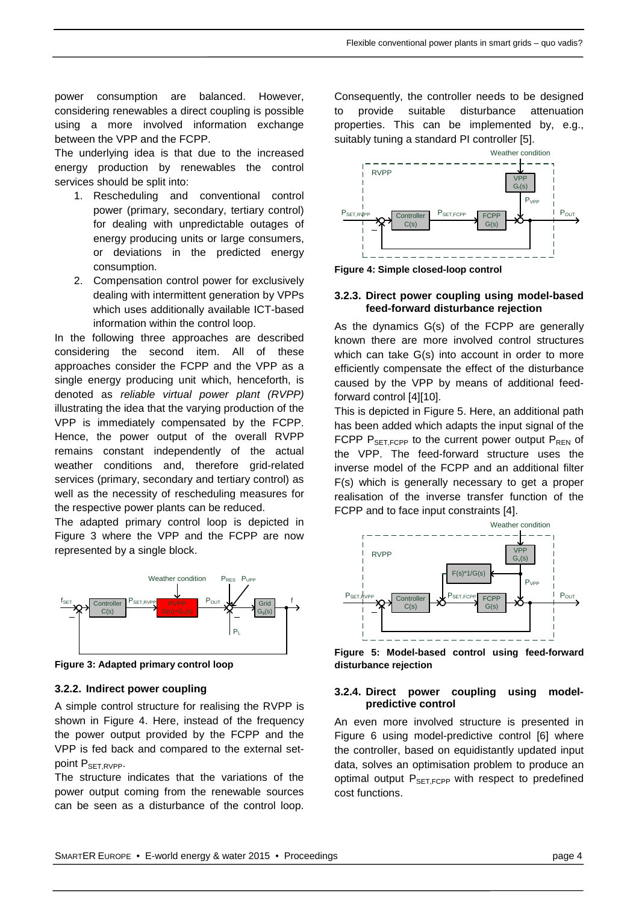power consumption are balanced. However, considering renewables a direct coupling is possible using a more involved information exchange between the VPP and the FCPP.

The underlying idea is that due to the increased energy production by renewables the control services should be split into:

1. Rescheduling and conventional control power (primary, secondary, tertiary control) for dealing with unpredictable outages of energy producing units or large consumers, or deviations in the predicted energy consumption.
2. Compensation control power for exclusively dealing with intermittent generation by VPPs which uses additionally available ICT-based information within the control loop.

In the following three approaches are described considering the second item. All of these approaches consider the FCPP and the VPP as a single energy producing unit which, henceforth, is denoted as *reliable virtual power plant (RVPP)* illustrating the idea that the varying production of the VPP is immediately compensated by the FCPP. Hence, the power output of the overall RVPP remains constant independently of the actual weather conditions and, therefore grid-related services (primary, secondary and tertiary control) as well as the necessity of rescheduling measures for the respective power plants can be reduced.

The adapted primary control loop is depicted in Figure 3 where the VPP and the FCPP are now represented by a single block.

**Figure 3: Adapted primary control loop**

### 3.2.2. Indirect power coupling

A simple control structure for realising the RVPP is shown in Figure 4. Here, instead of the frequency the power output provided by the FCPP and the VPP is fed back and compared to the external set-point $P_{SET,RVPP}$.

The structure indicates that the variations of the power output coming from the renewable sources can be seen as a disturbance of the control loop. Consequently, the controller needs to be designed to provide suitable disturbance attenuation properties. This can be implemented by, e.g., suitably tuning a standard PI controller [5].

**Figure 4: Simple closed-loop control**

### 3.2.3. Direct power coupling using model-based feed-forward disturbance rejection

As the dynamics G(s) of the FCPP are generally known there are more involved control structures which can take G(s) into account in order to more efficiently compensate the effect of the disturbance caused by the VPP by means of additional feed-forward control [4][10].

This is depicted in Figure 5. Here, an additional path has been added which adapts the input signal of the FCPP $P_{SET,FCPP}$ to the current power output $P_{REN}$ of the VPP. The feed-forward structure uses the inverse model of the FCPP and an additional filter F(s) which is generally necessary to get a proper realisation of the inverse transfer function of the FCPP and to face input constraints [4].

**Figure 5: Model-based control using feed-forward disturbance rejection**

### 3.2.4. Direct power coupling using model-predictive control

An even more involved structure is presented in Figure 6 using model-predictive control [6] where the controller, based on equidistantly updated input data, solves an optimisation problem to produce an optimal output $P_{SET,FCPP}$ with respect to predefined cost functions.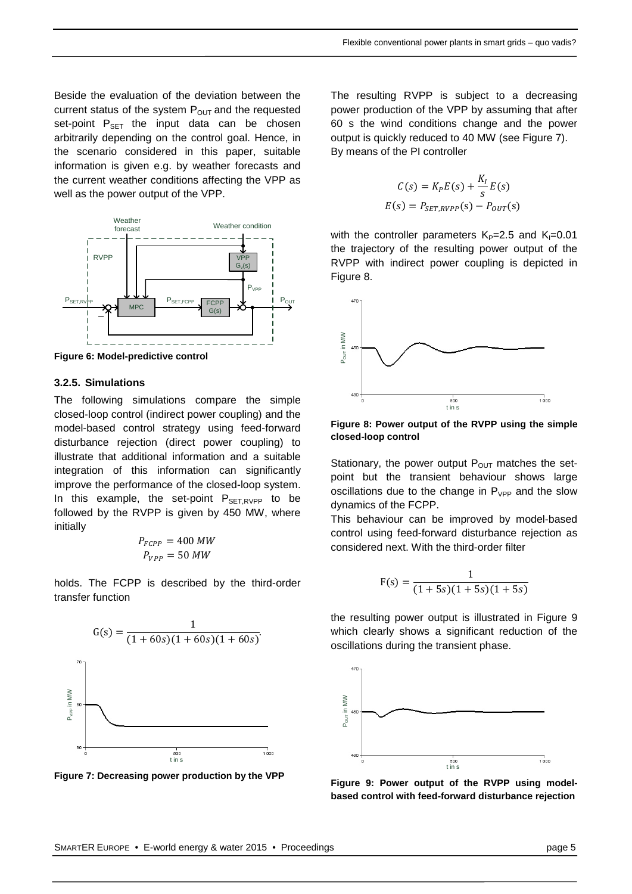Beside the evaluation of the deviation between the current status of the system $P_{OUT}$ and the requested set-point $P_{SET}$ the input data can be chosen arbitrarily depending on the control goal. Hence, in the scenario considered in this paper, suitable information is given e.g. by weather forecasts and the current weather conditions affecting the VPP as well as the power output of the VPP.

**Figure 6: Model-predictive control**

### 3.2.5. Simulations

The following simulations compare the simple closed-loop control (indirect power coupling) and the model-based control strategy using feed-forward disturbance rejection (direct power coupling) to illustrate that additional information and a suitable integration of this information can significantly improve the performance of the closed-loop system. In this example, the set-point $P_{SET,RVPP}$ to be followed by the RVPP is given by 450 MW, where initially

$$P_{FCPP} = 400\ MW$$
$$P_{VPP} = 50\ MW$$

holds. The FCPP is described by the third-order transfer function

$$\mathrm{G}(s) = \frac{1}{(1+60s)(1+60s)(1+60s)}.$$

**Figure 7: Decreasing power production by the VPP**

The resulting RVPP is subject to a decreasing power production of the VPP by assuming that after 60 s the wind conditions change and the power output is quickly reduced to 40 MW (see Figure 7). By means of the PI controller

$$C(s) = K_P E(s) + \frac{K_I}{s} E(s)$$
$$E(s) = P_{SET,RVPP}(s) - P_{OUT}(s)$$

with the controller parameters $K_P$=2.5 and $K_I$=0.01 the trajectory of the resulting power output of the RVPP with indirect power coupling is depicted in Figure 8.

**Figure 8: Power output of the RVPP using the simple closed-loop control**

Stationary, the power output $P_{OUT}$ matches the set-point but the transient behaviour shows large oscillations due to the change in $P_{VPP}$ and the slow dynamics of the FCPP.

This behaviour can be improved by model-based control using feed-forward disturbance rejection as considered next. With the third-order filter

$$\mathrm{F}(s) = \frac{1}{(1+5s)(1+5s)(1+5s)}$$

the resulting power output is illustrated in Figure 9 which clearly shows a significant reduction of the oscillations during the transient phase.

**Figure 9: Power output of the RVPP using model-based control with feed-forward disturbance rejection**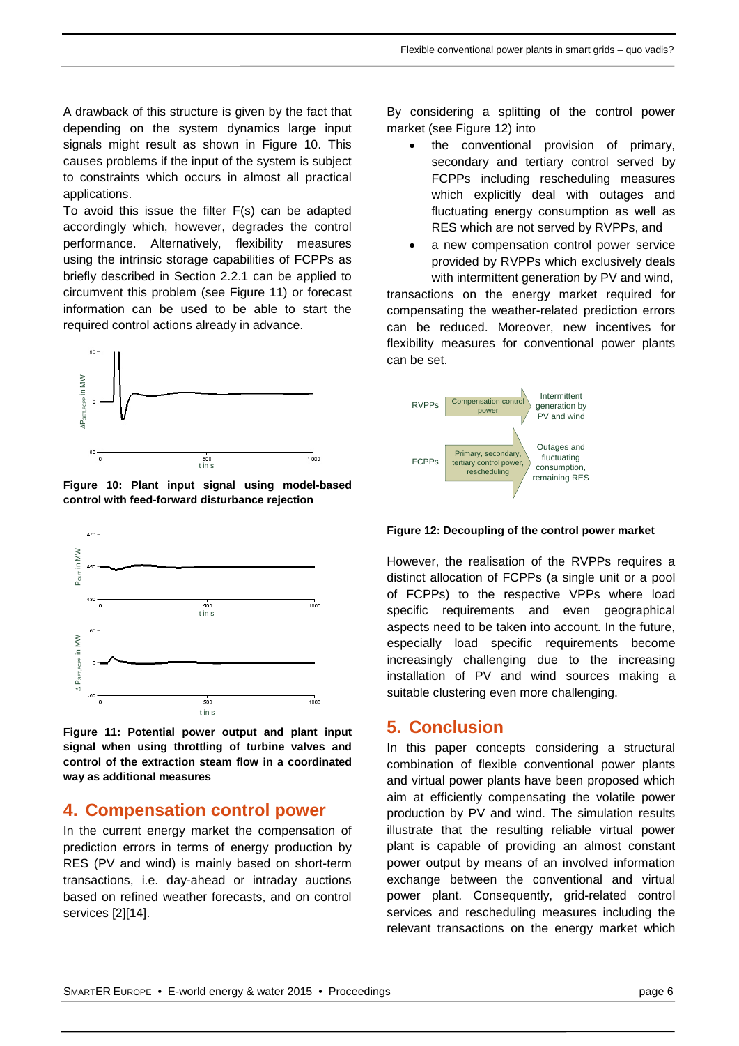A drawback of this structure is given by the fact that depending on the system dynamics large input signals might result as shown in Figure 10. This causes problems if the input of the system is subject to constraints which occurs in almost all practical applications.

To avoid this issue the filter F(s) can be adapted accordingly which, however, degrades the control performance. Alternatively, flexibility measures using the intrinsic storage capabilities of FCPPs as briefly described in Section 2.2.1 can be applied to circumvent this problem (see Figure 11) or forecast information can be used to be able to start the required control actions already in advance.

**Figure 10: Plant input signal using model-based control with feed-forward disturbance rejection**

**Figure 11: Potential power output and plant input signal when using throttling of turbine valves and control of the extraction steam flow in a coordinated way as additional measures**

## 4. Compensation control power

In the current energy market the compensation of prediction errors in terms of energy production by RES (PV and wind) is mainly based on short-term transactions, i.e. day-ahead or intraday auctions based on refined weather forecasts, and on control services [2][14].

By considering a splitting of the control power market (see Figure 12) into

- the conventional provision of primary, secondary and tertiary control served by FCPPs including rescheduling measures which explicitly deal with outages and fluctuating energy consumption as well as RES which are not served by RVPPs, and
- a new compensation control power service provided by RVPPs which exclusively deals with intermittent generation by PV and wind,

transactions on the energy market required for compensating the weather-related prediction errors can be reduced. Moreover, new incentives for flexibility measures for conventional power plants can be set.

**Figure 12: Decoupling of the control power market**

However, the realisation of the RVPPs requires a distinct allocation of FCPPs (a single unit or a pool of FCPPs) to the respective VPPs where load specific requirements and even geographical aspects need to be taken into account. In the future, especially load specific requirements become increasingly challenging due to the increasing installation of PV and wind sources making a suitable clustering even more challenging.

## 5. Conclusion

In this paper concepts considering a structural combination of flexible conventional power plants and virtual power plants have been proposed which aim at efficiently compensating the volatile power production by PV and wind. The simulation results illustrate that the resulting reliable virtual power plant is capable of providing an almost constant power output by means of an involved information exchange between the conventional and virtual power plant. Consequently, grid-related control services and rescheduling measures including the relevant transactions on the energy market which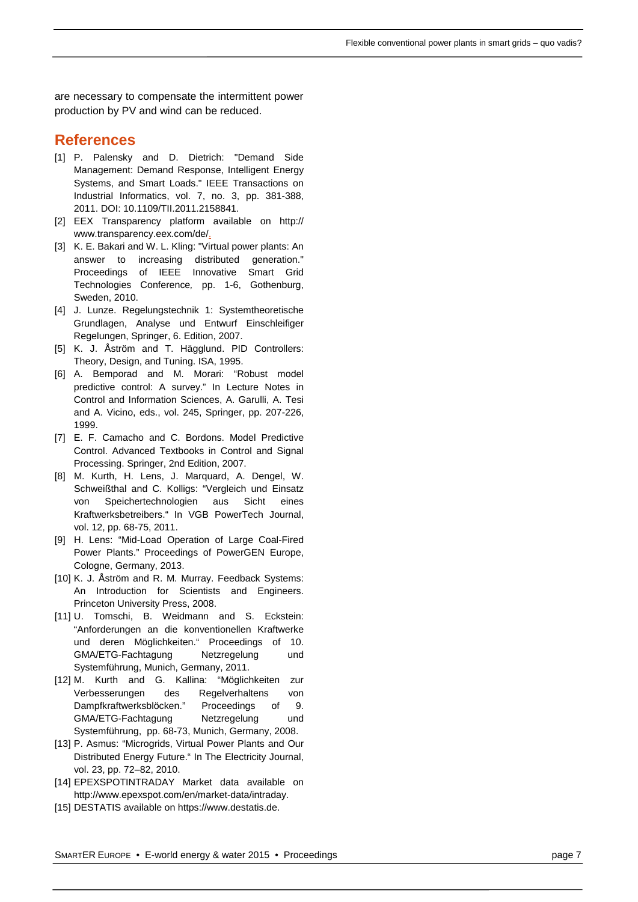are necessary to compensate the intermittent power production by PV and wind can be reduced.

## References

[1] P. Palensky and D. Dietrich: "Demand Side Management: Demand Response, Intelligent Energy Systems, and Smart Loads." IEEE Transactions on Industrial Informatics, vol. 7, no. 3, pp. 381-388, 2011. DOI: 10.1109/TII.2011.2158841.

[2] EEX Transparency platform available on http://www.transparency.eex.com/de/.

[3] K. E. Bakari and W. L. Kling: "Virtual power plants: An answer to increasing distributed generation." Proceedings of IEEE Innovative Smart Grid Technologies Conference, pp. 1-6, Gothenburg, Sweden, 2010.

[4] J. Lunze. Regelungstechnik 1: Systemtheoretische Grundlagen, Analyse und Entwurf Einschleifiger Regelungen, Springer, 6. Edition, 2007.

[5] K. J. Åström and T. Hägglund. PID Controllers: Theory, Design, and Tuning. ISA, 1995.

[6] A. Bemporad and M. Morari: "Robust model predictive control: A survey." In Lecture Notes in Control and Information Sciences, A. Garulli, A. Tesi and A. Vicino, eds., vol. 245, Springer, pp. 207-226, 1999.

[7] E. F. Camacho and C. Bordons. Model Predictive Control. Advanced Textbooks in Control and Signal Processing. Springer, 2nd Edition, 2007.

[8] M. Kurth, H. Lens, J. Marquard, A. Dengel, W. Schweißthal and C. Kolligs: "Vergleich und Einsatz von Speichertechnologien aus Sicht eines Kraftwerksbetreibers." In VGB PowerTech Journal, vol. 12, pp. 68-75, 2011.

[9] H. Lens: "Mid-Load Operation of Large Coal-Fired Power Plants." Proceedings of PowerGEN Europe, Cologne, Germany, 2013.

[10] K. J. Åström and R. M. Murray. Feedback Systems: An Introduction for Scientists and Engineers. Princeton University Press, 2008.

[11] U. Tomschi, B. Weidmann and S. Eckstein: "Anforderungen an die konventionellen Kraftwerke und deren Möglichkeiten." Proceedings of 10. GMA/ETG-Fachtagung Netzregelung und Systemführung, Munich, Germany, 2011.

[12] M. Kurth and G. Kallina: "Möglichkeiten zur Verbesserungen des Regelverhaltens von Dampfkraftwerksblöcken." Proceedings of 9. GMA/ETG-Fachtagung Netzregelung und Systemführung, pp. 68-73, Munich, Germany, 2008.

[13] P. Asmus: "Microgrids, Virtual Power Plants and Our Distributed Energy Future." In The Electricity Journal, vol. 23, pp. 72–82, 2010.

[14] EPEXSPOTINTRADAY Market data available on http://www.epexspot.com/en/market-data/intraday.

[15] DESTATIS available on https://www.destatis.de.